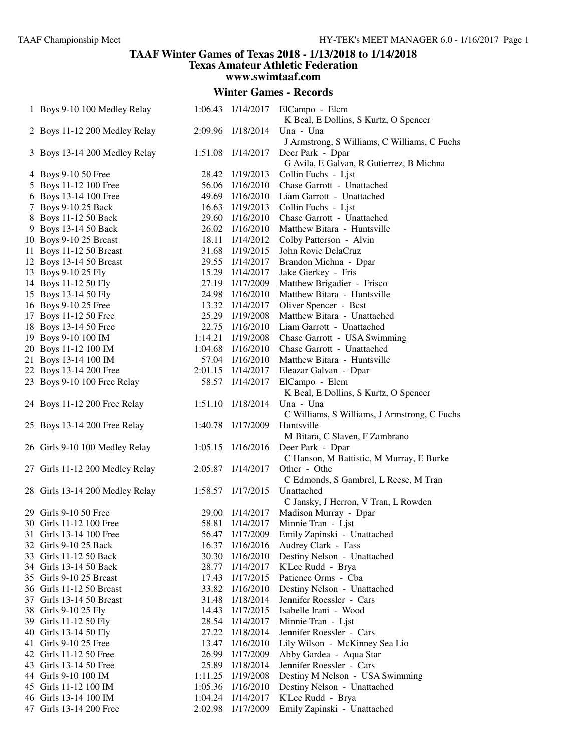# TAAF Winter Games of Texas 2018 - 1/13/2018 to 1/14/2018

## Texas Amateur Athletic Federation

### www.swimtaaf.com

## Winter Games - Records

| | | | | |
|---|---|---|---|---|
| 1 | Boys 9-10 100 Medley Relay | 1:06.43 | 1/14/2017 | ElCampo - Elcm<br>K Beal, E Dollins, S Kurtz, O Spencer |
| 2 | Boys 11-12 200 Medley Relay | 2:09.96 | 1/18/2014 | Una - Una<br>J Armstrong, S Williams, C Williams, C Fuchs |
| 3 | Boys 13-14 200 Medley Relay | 1:51.08 | 1/14/2017 | Deer Park - Dpar<br>G Avila, E Galvan, R Gutierrez, B Michna |
| 4 | Boys 9-10 50 Free | 28.42 | 1/19/2013 | Collin Fuchs - Ljst |
| 5 | Boys 11-12 100 Free | 56.06 | 1/16/2010 | Chase Garrott - Unattached |
| 6 | Boys 13-14 100 Free | 49.69 | 1/16/2010 | Liam Garrott - Unattached |
| 7 | Boys 9-10 25 Back | 16.63 | 1/19/2013 | Collin Fuchs - Ljst |
| 8 | Boys 11-12 50 Back | 29.60 | 1/16/2010 | Chase Garrott - Unattached |
| 9 | Boys 13-14 50 Back | 26.02 | 1/16/2010 | Matthew Bitara - Huntsville |
| 10 | Boys 9-10 25 Breast | 18.11 | 1/14/2012 | Colby Patterson - Alvin |
| 11 | Boys 11-12 50 Breast | 31.68 | 1/19/2015 | John Rovic DelaCruz |
| 12 | Boys 13-14 50 Breast | 29.55 | 1/14/2017 | Brandon Michna - Dpar |
| 13 | Boys 9-10 25 Fly | 15.29 | 1/14/2017 | Jake Gierkey - Fris |
| 14 | Boys 11-12 50 Fly | 27.19 | 1/17/2009 | Matthew Brigadier - Frisco |
| 15 | Boys 13-14 50 Fly | 24.98 | 1/16/2010 | Matthew Bitara - Huntsville |
| 16 | Boys 9-10 25 Free | 13.32 | 1/14/2017 | Oliver Spencer - Bcst |
| 17 | Boys 11-12 50 Free | 25.29 | 1/19/2008 | Matthew Bitara - Unattached |
| 18 | Boys 13-14 50 Free | 22.75 | 1/16/2010 | Liam Garrott - Unattached |
| 19 | Boys 9-10 100 IM | 1:14.21 | 1/19/2008 | Chase Garrott - USA Swimming |
| 20 | Boys 11-12 100 IM | 1:04.68 | 1/16/2010 | Chase Garrott - Unattached |
| 21 | Boys 13-14 100 IM | 57.04 | 1/16/2010 | Matthew Bitara - Huntsville |
| 22 | Boys 13-14 200 Free | 2:01.15 | 1/14/2017 | Eleazar Galvan - Dpar |
| 23 | Boys 9-10 100 Free Relay | 58.57 | 1/14/2017 | ElCampo - Elcm<br>K Beal, E Dollins, S Kurtz, O Spencer |
| 24 | Boys 11-12 200 Free Relay | 1:51.10 | 1/18/2014 | Una - Una<br>C Williams, S Williams, J Armstrong, C Fuchs |
| 25 | Boys 13-14 200 Free Relay | 1:40.78 | 1/17/2009 | Huntsville<br>M Bitara, C Slaven, F Zambrano |
| 26 | Girls 9-10 100 Medley Relay | 1:05.15 | 1/16/2016 | Deer Park - Dpar<br>C Hanson, M Battistic, M Murray, E Burke |
| 27 | Girls 11-12 200 Medley Relay | 2:05.87 | 1/14/2017 | Other - Othe<br>C Edmonds, S Gambrel, L Reese, M Tran |
| 28 | Girls 13-14 200 Medley Relay | 1:58.57 | 1/17/2015 | Unattached<br>C Jansky, J Herron, V Tran, L Rowden |
| 29 | Girls 9-10 50 Free | 29.00 | 1/14/2017 | Madison Murray - Dpar |
| 30 | Girls 11-12 100 Free | 58.81 | 1/14/2017 | Minnie Tran - Ljst |
| 31 | Girls 13-14 100 Free | 56.47 | 1/17/2009 | Emily Zapinski - Unattached |
| 32 | Girls 9-10 25 Back | 16.37 | 1/16/2016 | Audrey Clark - Fass |
| 33 | Girls 11-12 50 Back | 30.30 | 1/16/2010 | Destiny Nelson - Unattached |
| 34 | Girls 13-14 50 Back | 28.77 | 1/14/2017 | K'Lee Rudd - Brya |
| 35 | Girls 9-10 25 Breast | 17.43 | 1/17/2015 | Patience Orms - Cba |
| 36 | Girls 11-12 50 Breast | 33.82 | 1/16/2010 | Destiny Nelson - Unattached |
| 37 | Girls 13-14 50 Breast | 31.48 | 1/18/2014 | Jennifer Roessler - Cars |
| 38 | Girls 9-10 25 Fly | 14.43 | 1/17/2015 | Isabelle Irani - Wood |
| 39 | Girls 11-12 50 Fly | 28.54 | 1/14/2017 | Minnie Tran - Ljst |
| 40 | Girls 13-14 50 Fly | 27.22 | 1/18/2014 | Jennifer Roessler - Cars |
| 41 | Girls 9-10 25 Free | 13.47 | 1/16/2010 | Lily Wilson - McKinney Sea Lio |
| 42 | Girls 11-12 50 Free | 26.99 | 1/17/2009 | Abby Gardea - Aqua Star |
| 43 | Girls 13-14 50 Free | 25.89 | 1/18/2014 | Jennifer Roessler - Cars |
| 44 | Girls 9-10 100 IM | 1:11.25 | 1/19/2008 | Destiny M Nelson - USA Swimming |
| 45 | Girls 11-12 100 IM | 1:05.36 | 1/16/2010 | Destiny Nelson - Unattached |
| 46 | Girls 13-14 100 IM | 1:04.24 | 1/14/2017 | K'Lee Rudd - Brya |
| 47 | Girls 13-14 200 Free | 2:02.98 | 1/17/2009 | Emily Zapinski - Unattached |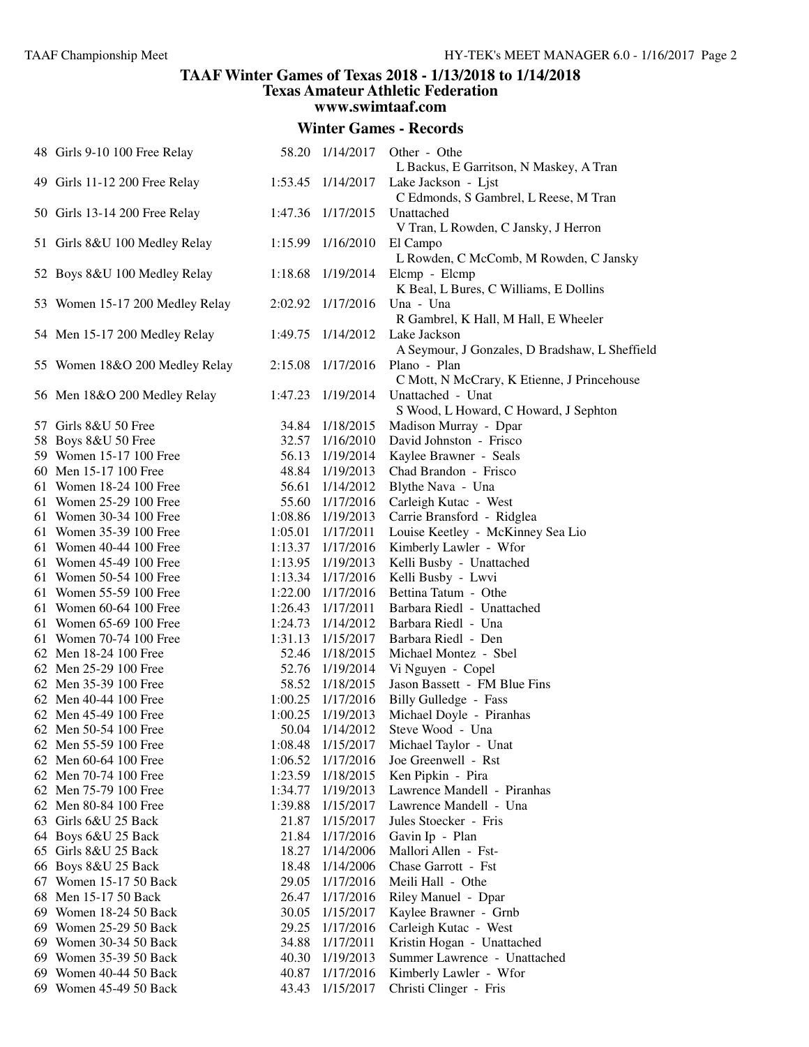## TAAF Winter Games of Texas 2018 - 1/13/2018 to 1/14/2018
### Texas Amateur Athletic Federation
### www.swimtaaf.com

## Winter Games - Records

| | | | | |
|---|---|---|---|---|
| 48 | Girls 9-10 100 Free Relay | 58.20 | 1/14/2017 | Other - Othe<br>L Backus, E Garritson, N Maskey, A Tran |
| 49 | Girls 11-12 200 Free Relay | 1:53.45 | 1/14/2017 | Lake Jackson - Ljst<br>C Edmonds, S Gambrel, L Reese, M Tran |
| 50 | Girls 13-14 200 Free Relay | 1:47.36 | 1/17/2015 | Unattached<br>V Tran, L Rowden, C Jansky, J Herron |
| 51 | Girls 8&U 100 Medley Relay | 1:15.99 | 1/16/2010 | El Campo<br>L Rowden, C McComb, M Rowden, C Jansky |
| 52 | Boys 8&U 100 Medley Relay | 1:18.68 | 1/19/2014 | Elcmp - Elcmp<br>K Beal, L Bures, C Williams, E Dollins |
| 53 | Women 15-17 200 Medley Relay | 2:02.92 | 1/17/2016 | Una - Una<br>R Gambrel, K Hall, M Hall, E Wheeler |
| 54 | Men 15-17 200 Medley Relay | 1:49.75 | 1/14/2012 | Lake Jackson<br>A Seymour, J Gonzales, D Bradshaw, L Sheffield |
| 55 | Women 18&O 200 Medley Relay | 2:15.08 | 1/17/2016 | Plano - Plan<br>C Mott, N McCrary, K Etienne, J Princehouse |
| 56 | Men 18&O 200 Medley Relay | 1:47.23 | 1/19/2014 | Unattached - Unat<br>S Wood, L Howard, C Howard, J Sephton |
| 57 | Girls 8&U 50 Free | 34.84 | 1/18/2015 | Madison Murray - Dpar |
| 58 | Boys 8&U 50 Free | 32.57 | 1/16/2010 | David Johnston - Frisco |
| 59 | Women 15-17 100 Free | 56.13 | 1/19/2014 | Kaylee Brawner - Seals |
| 60 | Men 15-17 100 Free | 48.84 | 1/19/2013 | Chad Brandon - Frisco |
| 61 | Women 18-24 100 Free | 56.61 | 1/14/2012 | Blythe Nava - Una |
| 61 | Women 25-29 100 Free | 55.60 | 1/17/2016 | Carleigh Kutac - West |
| 61 | Women 30-34 100 Free | 1:08.86 | 1/19/2013 | Carrie Bransford - Ridglea |
| 61 | Women 35-39 100 Free | 1:05.01 | 1/17/2011 | Louise Keetley - McKinney Sea Lio |
| 61 | Women 40-44 100 Free | 1:13.37 | 1/17/2016 | Kimberly Lawler - Wfor |
| 61 | Women 45-49 100 Free | 1:13.95 | 1/19/2013 | Kelli Busby - Unattached |
| 61 | Women 50-54 100 Free | 1:13.34 | 1/17/2016 | Kelli Busby - Lwvi |
| 61 | Women 55-59 100 Free | 1:22.00 | 1/17/2016 | Bettina Tatum - Othe |
| 61 | Women 60-64 100 Free | 1:26.43 | 1/17/2011 | Barbara Riedl - Unattached |
| 61 | Women 65-69 100 Free | 1:24.73 | 1/14/2012 | Barbara Riedl - Una |
| 61 | Women 70-74 100 Free | 1:31.13 | 1/15/2017 | Barbara Riedl - Den |
| 62 | Men 18-24 100 Free | 52.46 | 1/18/2015 | Michael Montez - Sbel |
| 62 | Men 25-29 100 Free | 52.76 | 1/19/2014 | Vi Nguyen - Copel |
| 62 | Men 35-39 100 Free | 58.52 | 1/18/2015 | Jason Bassett - FM Blue Fins |
| 62 | Men 40-44 100 Free | 1:00.25 | 1/17/2016 | Billy Gulledge - Fass |
| 62 | Men 45-49 100 Free | 1:00.25 | 1/19/2013 | Michael Doyle - Piranhas |
| 62 | Men 50-54 100 Free | 50.04 | 1/14/2012 | Steve Wood - Una |
| 62 | Men 55-59 100 Free | 1:08.48 | 1/15/2017 | Michael Taylor - Unat |
| 62 | Men 60-64 100 Free | 1:06.52 | 1/17/2016 | Joe Greenwell - Rst |
| 62 | Men 70-74 100 Free | 1:23.59 | 1/18/2015 | Ken Pipkin - Pira |
| 62 | Men 75-79 100 Free | 1:34.77 | 1/19/2013 | Lawrence Mandell - Piranhas |
| 62 | Men 80-84 100 Free | 1:39.88 | 1/15/2017 | Lawrence Mandell - Una |
| 63 | Girls 6&U 25 Back | 21.87 | 1/15/2017 | Jules Stoecker - Fris |
| 64 | Boys 6&U 25 Back | 21.84 | 1/17/2016 | Gavin Ip - Plan |
| 65 | Girls 8&U 25 Back | 18.27 | 1/14/2006 | Mallori Allen - Fst- |
| 66 | Boys 8&U 25 Back | 18.48 | 1/14/2006 | Chase Garrott - Fst |
| 67 | Women 15-17 50 Back | 29.05 | 1/17/2016 | Meili Hall - Othe |
| 68 | Men 15-17 50 Back | 26.47 | 1/17/2016 | Riley Manuel - Dpar |
| 69 | Women 18-24 50 Back | 30.05 | 1/15/2017 | Kaylee Brawner - Grnb |
| 69 | Women 25-29 50 Back | 29.25 | 1/17/2016 | Carleigh Kutac - West |
| 69 | Women 30-34 50 Back | 34.88 | 1/17/2011 | Kristin Hogan - Unattached |
| 69 | Women 35-39 50 Back | 40.30 | 1/19/2013 | Summer Lawrence - Unattached |
| 69 | Women 40-44 50 Back | 40.87 | 1/17/2016 | Kimberly Lawler - Wfor |
| 69 | Women 45-49 50 Back | 43.43 | 1/15/2017 | Christi Clinger - Fris |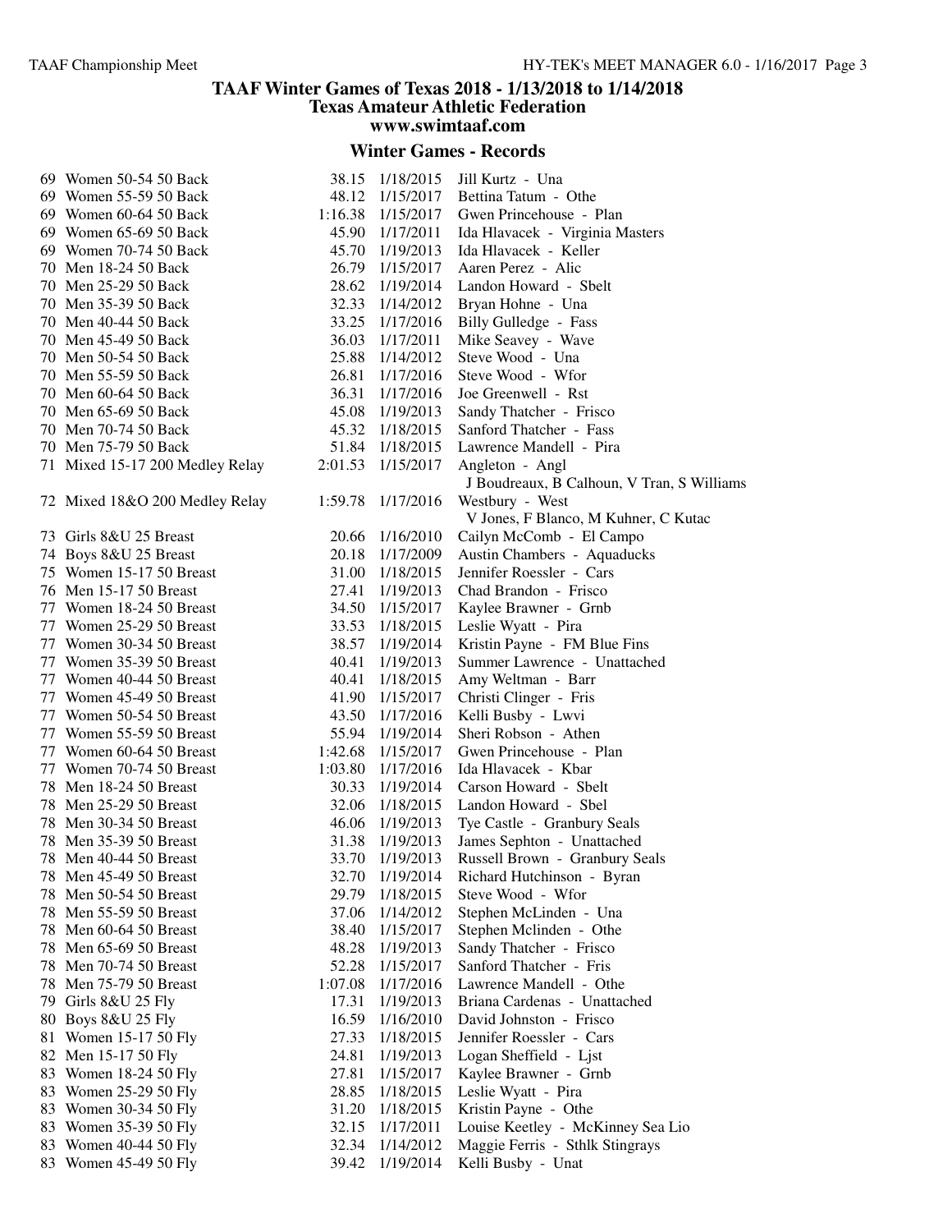## TAAF Winter Games of Texas 2018 - 1/13/2018 to 1/14/2018
### Texas Amateur Athletic Federation
### www.swimtaaf.com

## Winter Games - Records

| | | | | |
|---|---|---|---|---|
| 69 | Women 50-54 50 Back | 38.15 | 1/18/2015 | Jill Kurtz - Una |
| 69 | Women 55-59 50 Back | 48.12 | 1/15/2017 | Bettina Tatum - Othe |
| 69 | Women 60-64 50 Back | 1:16.38 | 1/15/2017 | Gwen Princehouse - Plan |
| 69 | Women 65-69 50 Back | 45.90 | 1/17/2011 | Ida Hlavacek - Virginia Masters |
| 69 | Women 70-74 50 Back | 45.70 | 1/19/2013 | Ida Hlavacek - Keller |
| 70 | Men 18-24 50 Back | 26.79 | 1/15/2017 | Aaren Perez - Alic |
| 70 | Men 25-29 50 Back | 28.62 | 1/19/2014 | Landon Howard - Sbelt |
| 70 | Men 35-39 50 Back | 32.33 | 1/14/2012 | Bryan Hohne - Una |
| 70 | Men 40-44 50 Back | 33.25 | 1/17/2016 | Billy Gulledge - Fass |
| 70 | Men 45-49 50 Back | 36.03 | 1/17/2011 | Mike Seavey - Wave |
| 70 | Men 50-54 50 Back | 25.88 | 1/14/2012 | Steve Wood - Una |
| 70 | Men 55-59 50 Back | 26.81 | 1/17/2016 | Steve Wood - Wfor |
| 70 | Men 60-64 50 Back | 36.31 | 1/17/2016 | Joe Greenwell - Rst |
| 70 | Men 65-69 50 Back | 45.08 | 1/19/2013 | Sandy Thatcher - Frisco |
| 70 | Men 70-74 50 Back | 45.32 | 1/18/2015 | Sanford Thatcher - Fass |
| 70 | Men 75-79 50 Back | 51.84 | 1/18/2015 | Lawrence Mandell - Pira |
| 71 | Mixed 15-17 200 Medley Relay | 2:01.53 | 1/15/2017 | Angleton - Angl<br>J Boudreaux, B Calhoun, V Tran, S Williams |
| 72 | Mixed 18&O 200 Medley Relay | 1:59.78 | 1/17/2016 | Westbury - West<br>V Jones, F Blanco, M Kuhner, C Kutac |
| 73 | Girls 8&U 25 Breast | 20.66 | 1/16/2010 | Cailyn McComb - El Campo |
| 74 | Boys 8&U 25 Breast | 20.18 | 1/17/2009 | Austin Chambers - Aquaducks |
| 75 | Women 15-17 50 Breast | 31.00 | 1/18/2015 | Jennifer Roessler - Cars |
| 76 | Men 15-17 50 Breast | 27.41 | 1/19/2013 | Chad Brandon - Frisco |
| 77 | Women 18-24 50 Breast | 34.50 | 1/15/2017 | Kaylee Brawner - Grnb |
| 77 | Women 25-29 50 Breast | 33.53 | 1/18/2015 | Leslie Wyatt - Pira |
| 77 | Women 30-34 50 Breast | 38.57 | 1/19/2014 | Kristin Payne - FM Blue Fins |
| 77 | Women 35-39 50 Breast | 40.41 | 1/19/2013 | Summer Lawrence - Unattached |
| 77 | Women 40-44 50 Breast | 40.41 | 1/18/2015 | Amy Weltman - Barr |
| 77 | Women 45-49 50 Breast | 41.90 | 1/15/2017 | Christi Clinger - Fris |
| 77 | Women 50-54 50 Breast | 43.50 | 1/17/2016 | Kelli Busby - Lwvi |
| 77 | Women 55-59 50 Breast | 55.94 | 1/19/2014 | Sheri Robson - Athen |
| 77 | Women 60-64 50 Breast | 1:42.68 | 1/15/2017 | Gwen Princehouse - Plan |
| 77 | Women 70-74 50 Breast | 1:03.80 | 1/17/2016 | Ida Hlavacek - Kbar |
| 78 | Men 18-24 50 Breast | 30.33 | 1/19/2014 | Carson Howard - Sbelt |
| 78 | Men 25-29 50 Breast | 32.06 | 1/18/2015 | Landon Howard - Sbel |
| 78 | Men 30-34 50 Breast | 46.06 | 1/19/2013 | Tye Castle - Granbury Seals |
| 78 | Men 35-39 50 Breast | 31.38 | 1/19/2013 | James Sephton - Unattached |
| 78 | Men 40-44 50 Breast | 33.70 | 1/19/2013 | Russell Brown - Granbury Seals |
| 78 | Men 45-49 50 Breast | 32.70 | 1/19/2014 | Richard Hutchinson - Byran |
| 78 | Men 50-54 50 Breast | 29.79 | 1/18/2015 | Steve Wood - Wfor |
| 78 | Men 55-59 50 Breast | 37.06 | 1/14/2012 | Stephen McLinden - Una |
| 78 | Men 60-64 50 Breast | 38.40 | 1/15/2017 | Stephen Mclinden - Othe |
| 78 | Men 65-69 50 Breast | 48.28 | 1/19/2013 | Sandy Thatcher - Frisco |
| 78 | Men 70-74 50 Breast | 52.28 | 1/15/2017 | Sanford Thatcher - Fris |
| 78 | Men 75-79 50 Breast | 1:07.08 | 1/17/2016 | Lawrence Mandell - Othe |
| 79 | Girls 8&U 25 Fly | 17.31 | 1/19/2013 | Briana Cardenas - Unattached |
| 80 | Boys 8&U 25 Fly | 16.59 | 1/16/2010 | David Johnston - Frisco |
| 81 | Women 15-17 50 Fly | 27.33 | 1/18/2015 | Jennifer Roessler - Cars |
| 82 | Men 15-17 50 Fly | 24.81 | 1/19/2013 | Logan Sheffield - Ljst |
| 83 | Women 18-24 50 Fly | 27.81 | 1/15/2017 | Kaylee Brawner - Grnb |
| 83 | Women 25-29 50 Fly | 28.85 | 1/18/2015 | Leslie Wyatt - Pira |
| 83 | Women 30-34 50 Fly | 31.20 | 1/18/2015 | Kristin Payne - Othe |
| 83 | Women 35-39 50 Fly | 32.15 | 1/17/2011 | Louise Keetley - McKinney Sea Lio |
| 83 | Women 40-44 50 Fly | 32.34 | 1/14/2012 | Maggie Ferris - Sthlk Stingrays |
| 83 | Women 45-49 50 Fly | 39.42 | 1/19/2014 | Kelli Busby - Unat |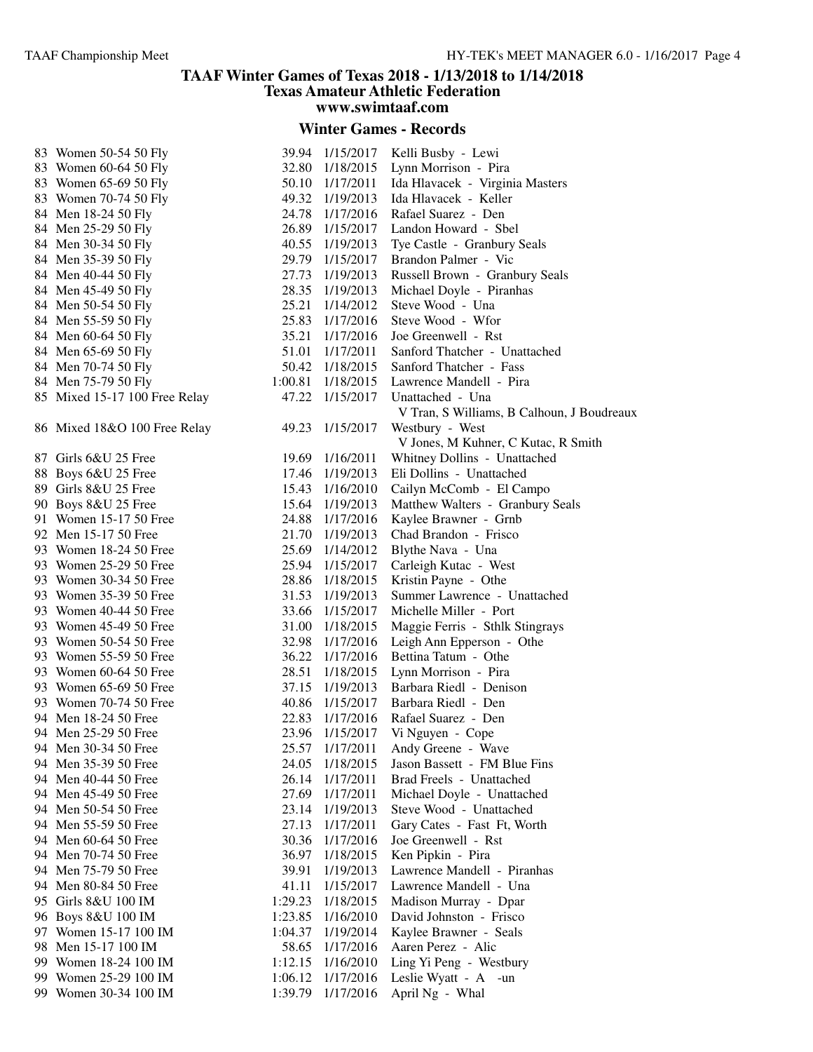## TAAF Winter Games of Texas 2018 - 1/13/2018 to 1/14/2018
## Texas Amateur Athletic Federation
## www.swimtaaf.com

### Winter Games - Records

| # | Event | Time | Date | Name - Team |
|---|---|---|---|---|
| 83 | Women 50-54 50 Fly | 39.94 | 1/15/2017 | Kelli Busby - Lewi |
| 83 | Women 60-64 50 Fly | 32.80 | 1/18/2015 | Lynn Morrison - Pira |
| 83 | Women 65-69 50 Fly | 50.10 | 1/17/2011 | Ida Hlavacek - Virginia Masters |
| 83 | Women 70-74 50 Fly | 49.32 | 1/19/2013 | Ida Hlavacek - Keller |
| 84 | Men 18-24 50 Fly | 24.78 | 1/17/2016 | Rafael Suarez - Den |
| 84 | Men 25-29 50 Fly | 26.89 | 1/15/2017 | Landon Howard - Sbel |
| 84 | Men 30-34 50 Fly | 40.55 | 1/19/2013 | Tye Castle - Granbury Seals |
| 84 | Men 35-39 50 Fly | 29.79 | 1/15/2017 | Brandon Palmer - Vic |
| 84 | Men 40-44 50 Fly | 27.73 | 1/19/2013 | Russell Brown - Granbury Seals |
| 84 | Men 45-49 50 Fly | 28.35 | 1/19/2013 | Michael Doyle - Piranhas |
| 84 | Men 50-54 50 Fly | 25.21 | 1/14/2012 | Steve Wood - Una |
| 84 | Men 55-59 50 Fly | 25.83 | 1/17/2016 | Steve Wood - Wfor |
| 84 | Men 60-64 50 Fly | 35.21 | 1/17/2016 | Joe Greenwell - Rst |
| 84 | Men 65-69 50 Fly | 51.01 | 1/17/2011 | Sanford Thatcher - Unattached |
| 84 | Men 70-74 50 Fly | 50.42 | 1/18/2015 | Sanford Thatcher - Fass |
| 84 | Men 75-79 50 Fly | 1:00.81 | 1/18/2015 | Lawrence Mandell - Pira |
| 85 | Mixed 15-17 100 Free Relay | 47.22 | 1/15/2017 | Unattached - Una<br>V Tran, S Williams, B Calhoun, J Boudreaux |
| 86 | Mixed 18&O 100 Free Relay | 49.23 | 1/15/2017 | Westbury - West<br>V Jones, M Kuhner, C Kutac, R Smith |
| 87 | Girls 6&U 25 Free | 19.69 | 1/16/2011 | Whitney Dollins - Unattached |
| 88 | Boys 6&U 25 Free | 17.46 | 1/19/2013 | Eli Dollins - Unattached |
| 89 | Girls 8&U 25 Free | 15.43 | 1/16/2010 | Cailyn McComb - El Campo |
| 90 | Boys 8&U 25 Free | 15.64 | 1/19/2013 | Matthew Walters - Granbury Seals |
| 91 | Women 15-17 50 Free | 24.88 | 1/17/2016 | Kaylee Brawner - Grnb |
| 92 | Men 15-17 50 Free | 21.70 | 1/19/2013 | Chad Brandon - Frisco |
| 93 | Women 18-24 50 Free | 25.69 | 1/14/2012 | Blythe Nava - Una |
| 93 | Women 25-29 50 Free | 25.94 | 1/15/2017 | Carleigh Kutac - West |
| 93 | Women 30-34 50 Free | 28.86 | 1/18/2015 | Kristin Payne - Othe |
| 93 | Women 35-39 50 Free | 31.53 | 1/19/2013 | Summer Lawrence - Unattached |
| 93 | Women 40-44 50 Free | 33.66 | 1/15/2017 | Michelle Miller - Port |
| 93 | Women 45-49 50 Free | 31.00 | 1/18/2015 | Maggie Ferris - Sthlk Stingrays |
| 93 | Women 50-54 50 Free | 32.98 | 1/17/2016 | Leigh Ann Epperson - Othe |
| 93 | Women 55-59 50 Free | 36.22 | 1/17/2016 | Bettina Tatum - Othe |
| 93 | Women 60-64 50 Free | 28.51 | 1/18/2015 | Lynn Morrison - Pira |
| 93 | Women 65-69 50 Free | 37.15 | 1/19/2013 | Barbara Riedl - Denison |
| 93 | Women 70-74 50 Free | 40.86 | 1/15/2017 | Barbara Riedl - Den |
| 94 | Men 18-24 50 Free | 22.83 | 1/17/2016 | Rafael Suarez - Den |
| 94 | Men 25-29 50 Free | 23.96 | 1/15/2017 | Vi Nguyen - Cope |
| 94 | Men 30-34 50 Free | 25.57 | 1/17/2011 | Andy Greene - Wave |
| 94 | Men 35-39 50 Free | 24.05 | 1/18/2015 | Jason Bassett - FM Blue Fins |
| 94 | Men 40-44 50 Free | 26.14 | 1/17/2011 | Brad Freels - Unattached |
| 94 | Men 45-49 50 Free | 27.69 | 1/17/2011 | Michael Doyle - Unattached |
| 94 | Men 50-54 50 Free | 23.14 | 1/19/2013 | Steve Wood - Unattached |
| 94 | Men 55-59 50 Free | 27.13 | 1/17/2011 | Gary Cates - Fast Ft, Worth |
| 94 | Men 60-64 50 Free | 30.36 | 1/17/2016 | Joe Greenwell - Rst |
| 94 | Men 70-74 50 Free | 36.97 | 1/18/2015 | Ken Pipkin - Pira |
| 94 | Men 75-79 50 Free | 39.91 | 1/19/2013 | Lawrence Mandell - Piranhas |
| 94 | Men 80-84 50 Free | 41.11 | 1/15/2017 | Lawrence Mandell - Una |
| 95 | Girls 8&U 100 IM | 1:29.23 | 1/18/2015 | Madison Murray - Dpar |
| 96 | Boys 8&U 100 IM | 1:23.85 | 1/16/2010 | David Johnston - Frisco |
| 97 | Women 15-17 100 IM | 1:04.37 | 1/19/2014 | Kaylee Brawner - Seals |
| 98 | Men 15-17 100 IM | 58.65 | 1/17/2016 | Aaren Perez - Alic |
| 99 | Women 18-24 100 IM | 1:12.15 | 1/16/2010 | Ling Yi Peng - Westbury |
| 99 | Women 25-29 100 IM | 1:06.12 | 1/17/2016 | Leslie Wyatt - A -un |
| 99 | Women 30-34 100 IM | 1:39.79 | 1/17/2016 | April Ng - Whal |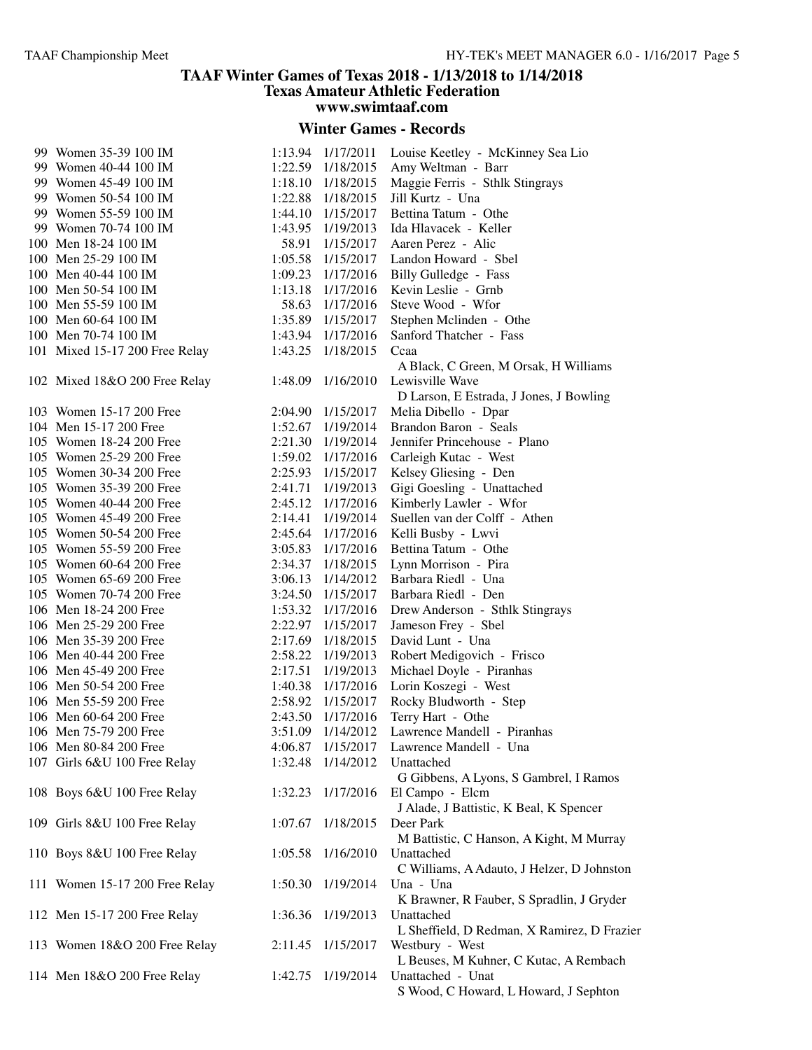## TAAF Winter Games of Texas 2018 - 1/13/2018 to 1/14/2018
### Texas Amateur Athletic Federation
### www.swimtaaf.com

## Winter Games - Records

| | | | | |
|---|---|---|---|---|
| 99 | Women 35-39 100 IM | 1:13.94 | 1/17/2011 | Louise Keetley - McKinney Sea Lio |
| 99 | Women 40-44 100 IM | 1:22.59 | 1/18/2015 | Amy Weltman - Barr |
| 99 | Women 45-49 100 IM | 1:18.10 | 1/18/2015 | Maggie Ferris - Sthlk Stingrays |
| 99 | Women 50-54 100 IM | 1:22.88 | 1/18/2015 | Jill Kurtz - Una |
| 99 | Women 55-59 100 IM | 1:44.10 | 1/15/2017 | Bettina Tatum - Othe |
| 99 | Women 70-74 100 IM | 1:43.95 | 1/19/2013 | Ida Hlavacek - Keller |
| 100 | Men 18-24 100 IM | 58.91 | 1/15/2017 | Aaren Perez - Alic |
| 100 | Men 25-29 100 IM | 1:05.58 | 1/15/2017 | Landon Howard - Sbel |
| 100 | Men 40-44 100 IM | 1:09.23 | 1/17/2016 | Billy Gulledge - Fass |
| 100 | Men 50-54 100 IM | 1:13.18 | 1/17/2016 | Kevin Leslie - Grnb |
| 100 | Men 55-59 100 IM | 58.63 | 1/17/2016 | Steve Wood - Wfor |
| 100 | Men 60-64 100 IM | 1:35.89 | 1/15/2017 | Stephen Mclinden - Othe |
| 100 | Men 70-74 100 IM | 1:43.94 | 1/17/2016 | Sanford Thatcher - Fass |
| 101 | Mixed 15-17 200 Free Relay | 1:43.25 | 1/18/2015 | Ccaa<br>A Black, C Green, M Orsak, H Williams |
| 102 | Mixed 18&O 200 Free Relay | 1:48.09 | 1/16/2010 | Lewisville Wave<br>D Larson, E Estrada, J Jones, J Bowling |
| 103 | Women 15-17 200 Free | 2:04.90 | 1/15/2017 | Melia Dibello - Dpar |
| 104 | Men 15-17 200 Free | 1:52.67 | 1/19/2014 | Brandon Baron - Seals |
| 105 | Women 18-24 200 Free | 2:21.30 | 1/19/2014 | Jennifer Princehouse - Plano |
| 105 | Women 25-29 200 Free | 1:59.02 | 1/17/2016 | Carleigh Kutac - West |
| 105 | Women 30-34 200 Free | 2:25.93 | 1/15/2017 | Kelsey Gliesing - Den |
| 105 | Women 35-39 200 Free | 2:41.71 | 1/19/2013 | Gigi Goesling - Unattached |
| 105 | Women 40-44 200 Free | 2:45.12 | 1/17/2016 | Kimberly Lawler - Wfor |
| 105 | Women 45-49 200 Free | 2:14.41 | 1/19/2014 | Suellen van der Colff - Athen |
| 105 | Women 50-54 200 Free | 2:45.64 | 1/17/2016 | Kelli Busby - Lwvi |
| 105 | Women 55-59 200 Free | 3:05.83 | 1/17/2016 | Bettina Tatum - Othe |
| 105 | Women 60-64 200 Free | 2:34.37 | 1/18/2015 | Lynn Morrison - Pira |
| 105 | Women 65-69 200 Free | 3:06.13 | 1/14/2012 | Barbara Riedl - Una |
| 105 | Women 70-74 200 Free | 3:24.50 | 1/15/2017 | Barbara Riedl - Den |
| 106 | Men 18-24 200 Free | 1:53.32 | 1/17/2016 | Drew Anderson - Sthlk Stingrays |
| 106 | Men 25-29 200 Free | 2:22.97 | 1/15/2017 | Jameson Frey - Sbel |
| 106 | Men 35-39 200 Free | 2:17.69 | 1/18/2015 | David Lunt - Una |
| 106 | Men 40-44 200 Free | 2:58.22 | 1/19/2013 | Robert Medigovich - Frisco |
| 106 | Men 45-49 200 Free | 2:17.51 | 1/19/2013 | Michael Doyle - Piranhas |
| 106 | Men 50-54 200 Free | 1:40.38 | 1/17/2016 | Lorin Koszegi - West |
| 106 | Men 55-59 200 Free | 2:58.92 | 1/15/2017 | Rocky Bludworth - Step |
| 106 | Men 60-64 200 Free | 2:43.50 | 1/17/2016 | Terry Hart - Othe |
| 106 | Men 75-79 200 Free | 3:51.09 | 1/14/2012 | Lawrence Mandell - Piranhas |
| 106 | Men 80-84 200 Free | 4:06.87 | 1/15/2017 | Lawrence Mandell - Una |
| 107 | Girls 6&U 100 Free Relay | 1:32.48 | 1/14/2012 | Unattached<br>G Gibbens, A Lyons, S Gambrel, I Ramos |
| 108 | Boys 6&U 100 Free Relay | 1:32.23 | 1/17/2016 | El Campo - Elcm<br>J Alade, J Battistic, K Beal, K Spencer |
| 109 | Girls 8&U 100 Free Relay | 1:07.67 | 1/18/2015 | Deer Park<br>M Battistic, C Hanson, A Kight, M Murray |
| 110 | Boys 8&U 100 Free Relay | 1:05.58 | 1/16/2010 | Unattached<br>C Williams, A Adauto, J Helzer, D Johnston |
| 111 | Women 15-17 200 Free Relay | 1:50.30 | 1/19/2014 | Una - Una<br>K Brawner, R Fauber, S Spradlin, J Gryder |
| 112 | Men 15-17 200 Free Relay | 1:36.36 | 1/19/2013 | Unattached<br>L Sheffield, D Redman, X Ramirez, D Frazier |
| 113 | Women 18&O 200 Free Relay | 2:11.45 | 1/15/2017 | Westbury - West<br>L Beuses, M Kuhner, C Kutac, A Rembach |
| 114 | Men 18&O 200 Free Relay | 1:42.75 | 1/19/2014 | Unattached - Unat<br>S Wood, C Howard, L Howard, J Sephton |